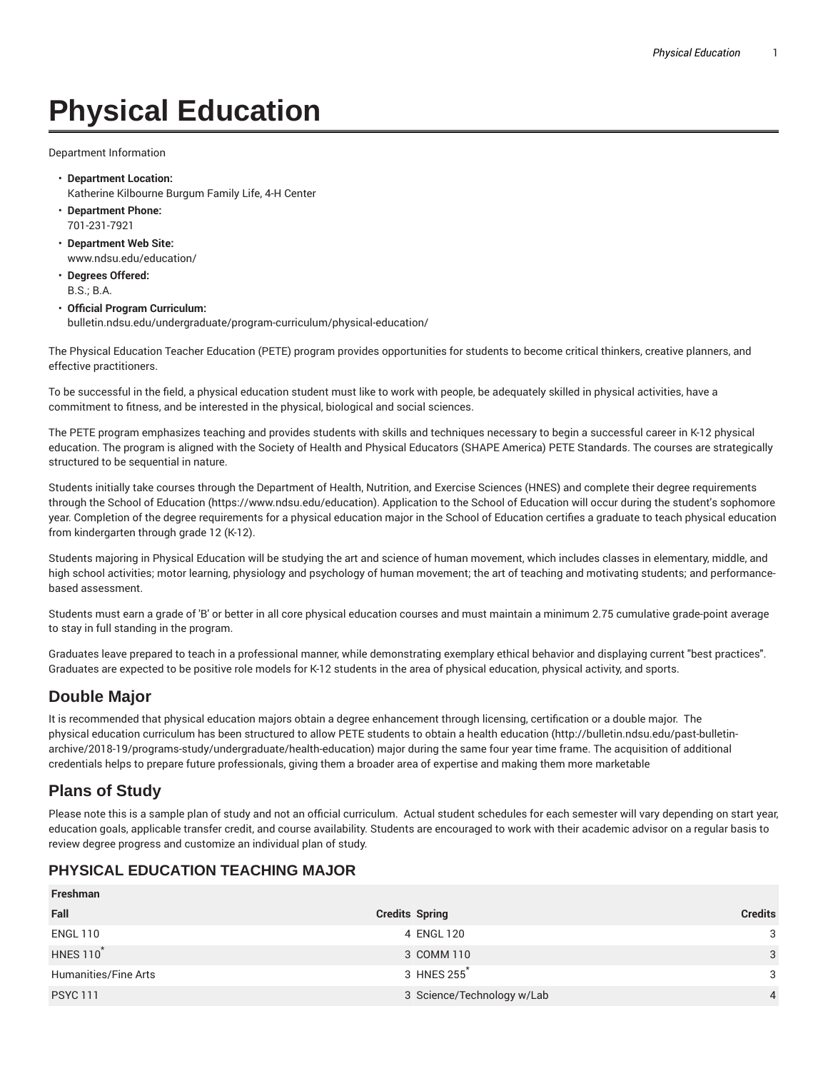# Physical Education

Department Information

- **Department Location:**
  Katherine Kilbourne Burgum Family Life, 4-H Center
- **Department Phone:**
  701-231-7921
- **Department Web Site:**
  www.ndsu.edu/education/
- **Degrees Offered:**
  B.S.; B.A.
- **Official Program Curriculum:**
  bulletin.ndsu.edu/undergraduate/program-curriculum/physical-education/

The Physical Education Teacher Education (PETE) program provides opportunities for students to become critical thinkers, creative planners, and effective practitioners.

To be successful in the field, a physical education student must like to work with people, be adequately skilled in physical activities, have a commitment to fitness, and be interested in the physical, biological and social sciences.

The PETE program emphasizes teaching and provides students with skills and techniques necessary to begin a successful career in K-12 physical education. The program is aligned with the Society of Health and Physical Educators (SHAPE America) PETE Standards. The courses are strategically structured to be sequential in nature.

Students initially take courses through the Department of Health, Nutrition, and Exercise Sciences (HNES) and complete their degree requirements through the School of Education (https://www.ndsu.edu/education). Application to the School of Education will occur during the student's sophomore year. Completion of the degree requirements for a physical education major in the School of Education certifies a graduate to teach physical education from kindergarten through grade 12 (K-12).

Students majoring in Physical Education will be studying the art and science of human movement, which includes classes in elementary, middle, and high school activities; motor learning, physiology and psychology of human movement; the art of teaching and motivating students; and performance-based assessment.

Students must earn a grade of 'B' or better in all core physical education courses and must maintain a minimum 2.75 cumulative grade-point average to stay in full standing in the program.

Graduates leave prepared to teach in a professional manner, while demonstrating exemplary ethical behavior and displaying current "best practices". Graduates are expected to be positive role models for K-12 students in the area of physical education, physical activity, and sports.

## Double Major

It is recommended that physical education majors obtain a degree enhancement through licensing, certification or a double major. The physical education curriculum has been structured to allow PETE students to obtain a health education (http://bulletin.ndsu.edu/past-bulletin-archive/2018-19/programs-study/undergraduate/health-education) major during the same four year time frame. The acquisition of additional credentials helps to prepare future professionals, giving them a broader area of expertise and making them more marketable

## Plans of Study

Please note this is a sample plan of study and not an official curriculum. Actual student schedules for each semester will vary depending on start year, education goals, applicable transfer credit, and course availability. Students are encouraged to work with their academic advisor on a regular basis to review degree progress and customize an individual plan of study.

### PHYSICAL EDUCATION TEACHING MAJOR

| Freshman | | | |
|---|---|---|---|
| Fall | Credits | Spring | Credits |
| ENGL 110 | 4 | ENGL 120 | 3 |
| HNES 110* | 3 | COMM 110 | 3 |
| Humanities/Fine Arts | 3 | HNES 255* | 3 |
| PSYC 111 | 3 | Science/Technology w/Lab | 4 |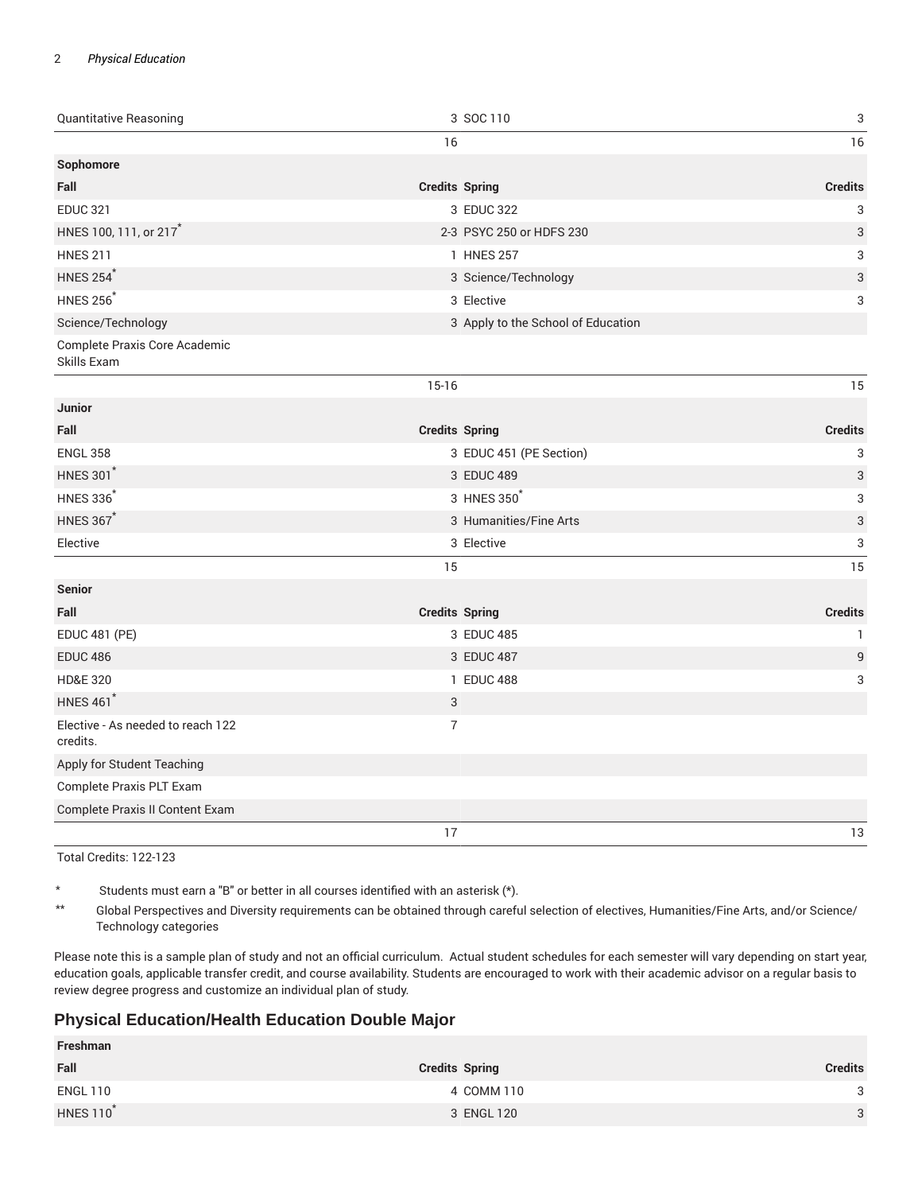| | | | |
|---|---|---|---|
| Quantitative Reasoning | 3 | SOC 110 | 3 |
| | 16 | | 16 |
| **Sophomore** | | | |
| **Fall** | **Credits** | **Spring** | **Credits** |
| EDUC 321 | 3 | EDUC 322 | 3 |
| HNES 100, 111, or 217* | 2-3 | PSYC 250 or HDFS 230 | 3 |
| HNES 211 | 1 | HNES 257 | 3 |
| HNES 254* | 3 | Science/Technology | 3 |
| HNES 256* | 3 | Elective | 3 |
| Science/Technology | 3 | Apply to the School of Education | |
| Complete Praxis Core Academic Skills Exam | | | |
| | 15-16 | | 15 |
| **Junior** | | | |
| **Fall** | **Credits** | **Spring** | **Credits** |
| ENGL 358 | 3 | EDUC 451 (PE Section) | 3 |
| HNES 301* | 3 | EDUC 489 | 3 |
| HNES 336* | 3 | HNES 350* | 3 |
| HNES 367* | 3 | Humanities/Fine Arts | 3 |
| Elective | 3 | Elective | 3 |
| | 15 | | 15 |
| **Senior** | | | |
| **Fall** | **Credits** | **Spring** | **Credits** |
| EDUC 481 (PE) | 3 | EDUC 485 | 1 |
| EDUC 486 | 3 | EDUC 487 | 9 |
| HD&E 320 | 1 | EDUC 488 | 3 |
| HNES 461* | 3 | | |
| Elective - As needed to reach 122 credits. | 7 | | |
| Apply for Student Teaching | | | |
| Complete Praxis PLT Exam | | | |
| Complete Praxis II Content Exam | | | |
| | 17 | | 13 |

Total Credits: 122-123

\* Students must earn a "B" or better in all courses identified with an asterisk (*).

\*\* Global Perspectives and Diversity requirements can be obtained through careful selection of electives, Humanities/Fine Arts, and/or Science/Technology categories

Please note this is a sample plan of study and not an official curriculum. Actual student schedules for each semester will vary depending on start year, education goals, applicable transfer credit, and course availability. Students are encouraged to work with their academic advisor on a regular basis to review degree progress and customize an individual plan of study.

## Physical Education/Health Education Double Major

| | | | |
|---|---|---|---|
| **Freshman** | | | |
| **Fall** | **Credits** | **Spring** | **Credits** |
| ENGL 110 | 4 | COMM 110 | 3 |
| HNES 110* | 3 | ENGL 120 | 3 |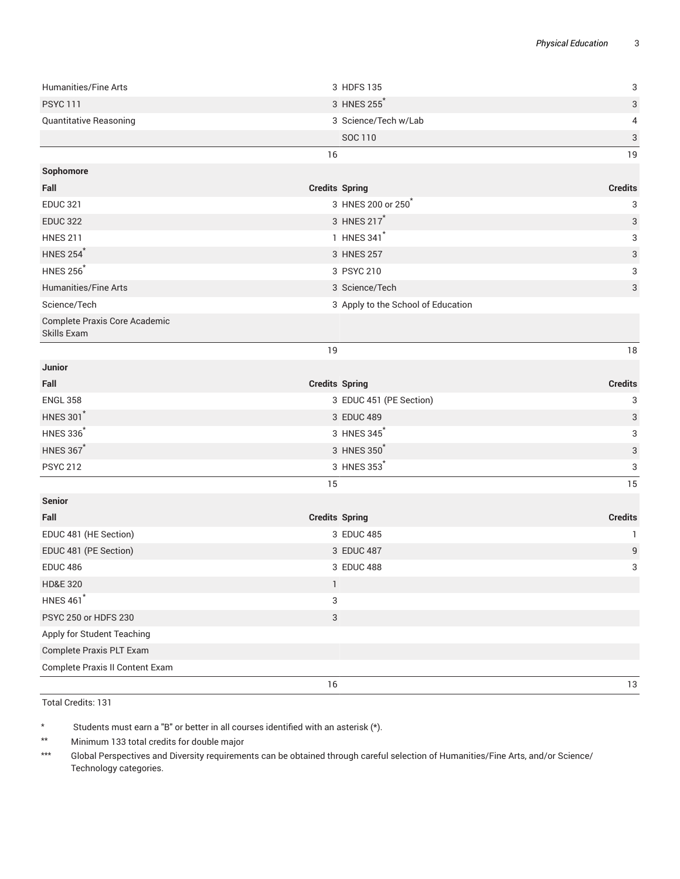| | | | |
|---|---|---|---|
| Humanities/Fine Arts | 3 | HDFS 135 | 3 |
| PSYC 111 | 3 | HNES 255* | 3 |
| Quantitative Reasoning | 3 | Science/Tech w/Lab | 4 |
| | | SOC 110 | 3 |
| | 16 | | 19 |
| **Sophomore** | | | |
| **Fall** | **Credits** | **Spring** | **Credits** |
| EDUC 321 | 3 | HNES 200 or 250* | 3 |
| EDUC 322 | 3 | HNES 217* | 3 |
| HNES 211 | 1 | HNES 341* | 3 |
| HNES 254* | 3 | HNES 257 | 3 |
| HNES 256* | 3 | PSYC 210 | 3 |
| Humanities/Fine Arts | 3 | Science/Tech | 3 |
| Science/Tech | 3 | Apply to the School of Education | |
| Complete Praxis Core Academic Skills Exam | | | |
| | 19 | | 18 |
| **Junior** | | | |
| **Fall** | **Credits** | **Spring** | **Credits** |
| ENGL 358 | 3 | EDUC 451 (PE Section) | 3 |
| HNES 301* | 3 | EDUC 489 | 3 |
| HNES 336* | 3 | HNES 345* | 3 |
| HNES 367* | 3 | HNES 350* | 3 |
| PSYC 212 | 3 | HNES 353* | 3 |
| | 15 | | 15 |
| **Senior** | | | |
| **Fall** | **Credits** | **Spring** | **Credits** |
| EDUC 481 (HE Section) | 3 | EDUC 485 | 1 |
| EDUC 481 (PE Section) | 3 | EDUC 487 | 9 |
| EDUC 486 | 3 | EDUC 488 | 3 |
| HD&E 320 | 1 | | |
| HNES 461* | 3 | | |
| PSYC 250 or HDFS 230 | 3 | | |
| Apply for Student Teaching | | | |
| Complete Praxis PLT Exam | | | |
| Complete Praxis II Content Exam | | | |
| | 16 | | 13 |

Total Credits: 131

\* Students must earn a "B" or better in all courses identified with an asterisk (*).

\*\* Minimum 133 total credits for double major

\*\*\* Global Perspectives and Diversity requirements can be obtained through careful selection of Humanities/Fine Arts, and/or Science/Technology categories.